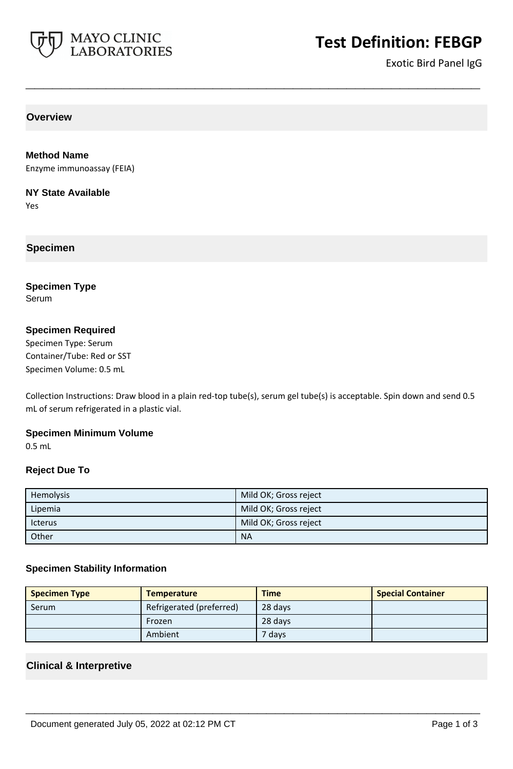# Test Definition: FEBGP

Exotic Bird Panel IgG

## Overview

### Method Name

Enzyme immunoassay (FEIA)

### NY State Available

Yes

## Specimen

### Specimen Type

Serum

### Specimen Required

Specimen Type: Serum
Container/Tube: Red or SST
Specimen Volume: 0.5 mL

Collection Instructions: Draw blood in a plain red-top tube(s), serum gel tube(s) is acceptable. Spin down and send 0.5 mL of serum refrigerated in a plastic vial.

### Specimen Minimum Volume

0.5 mL

### Reject Due To

| | |
|---|---|
| Hemolysis | Mild OK; Gross reject |
| Lipemia | Mild OK; Gross reject |
| Icterus | Mild OK; Gross reject |
| Other | NA |

### Specimen Stability Information

| Specimen Type | Temperature | Time | Special Container |
|---|---|---|---|
| Serum | Refrigerated (preferred) | 28 days | |
| | Frozen | 28 days | |
| | Ambient | 7 days | |

## Clinical & Interpretive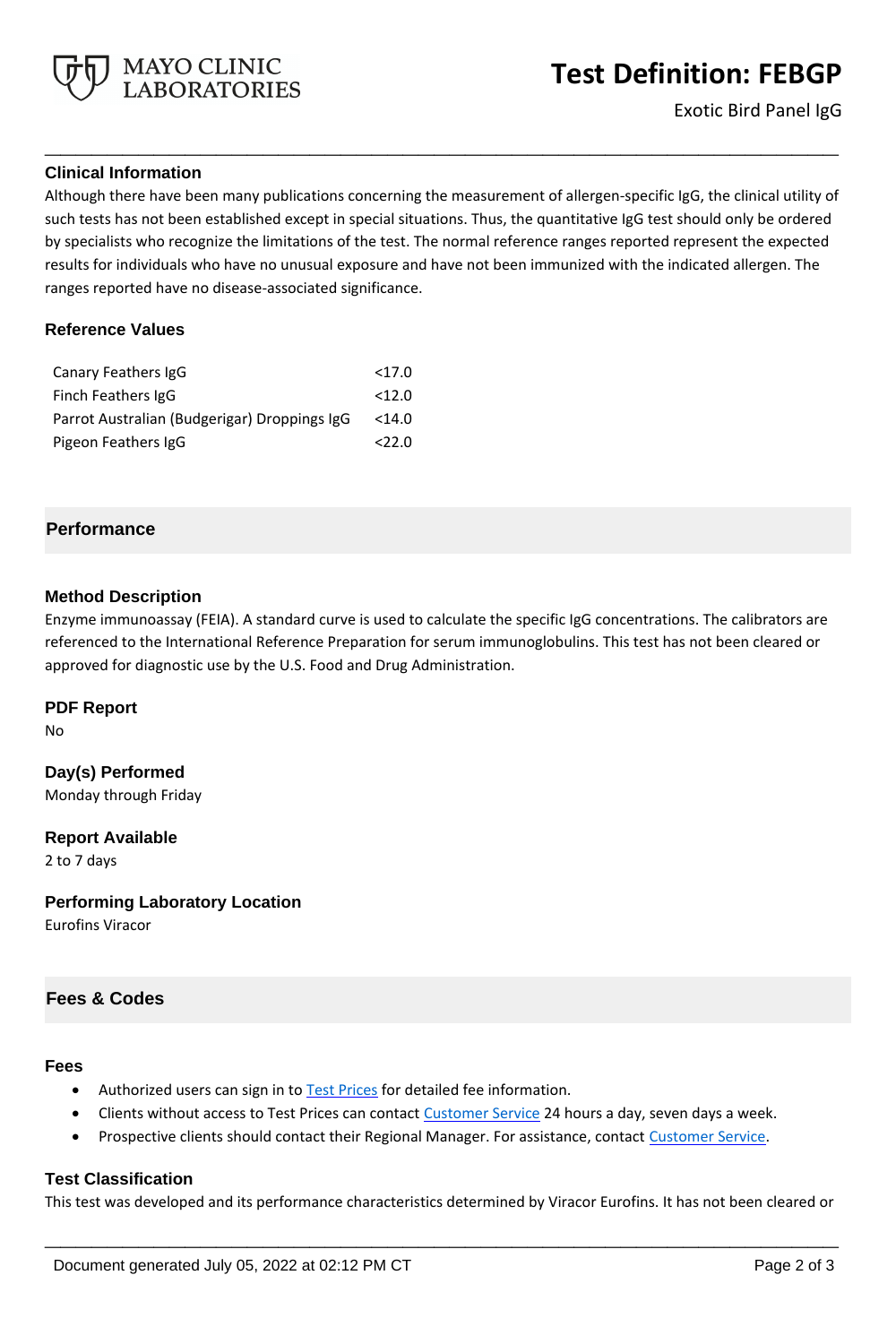### Clinical Information

Although there have been many publications concerning the measurement of allergen-specific IgG, the clinical utility of such tests has not been established except in special situations. Thus, the quantitative IgG test should only be ordered by specialists who recognize the limitations of the test. The normal reference ranges reported represent the expected results for individuals who have no unusual exposure and have not been immunized with the indicated allergen. The ranges reported have no disease-associated significance.

### Reference Values

| | |
|---|---|
| Canary Feathers IgG | <17.0 |
| Finch Feathers IgG | <12.0 |
| Parrot Australian (Budgerigar) Droppings IgG | <14.0 |
| Pigeon Feathers IgG | <22.0 |

## Performance

### Method Description

Enzyme immunoassay (FEIA). A standard curve is used to calculate the specific IgG concentrations. The calibrators are referenced to the International Reference Preparation for serum immunoglobulins. This test has not been cleared or approved for diagnostic use by the U.S. Food and Drug Administration.

### PDF Report

No

### Day(s) Performed

Monday through Friday

### Report Available

2 to 7 days

### Performing Laboratory Location

Eurofins Viracor

## Fees & Codes

### Fees

- Authorized users can sign in to Test Prices for detailed fee information.
- Clients without access to Test Prices can contact Customer Service 24 hours a day, seven days a week.
- Prospective clients should contact their Regional Manager. For assistance, contact Customer Service.

### Test Classification

This test was developed and its performance characteristics determined by Viracor Eurofins. It has not been cleared or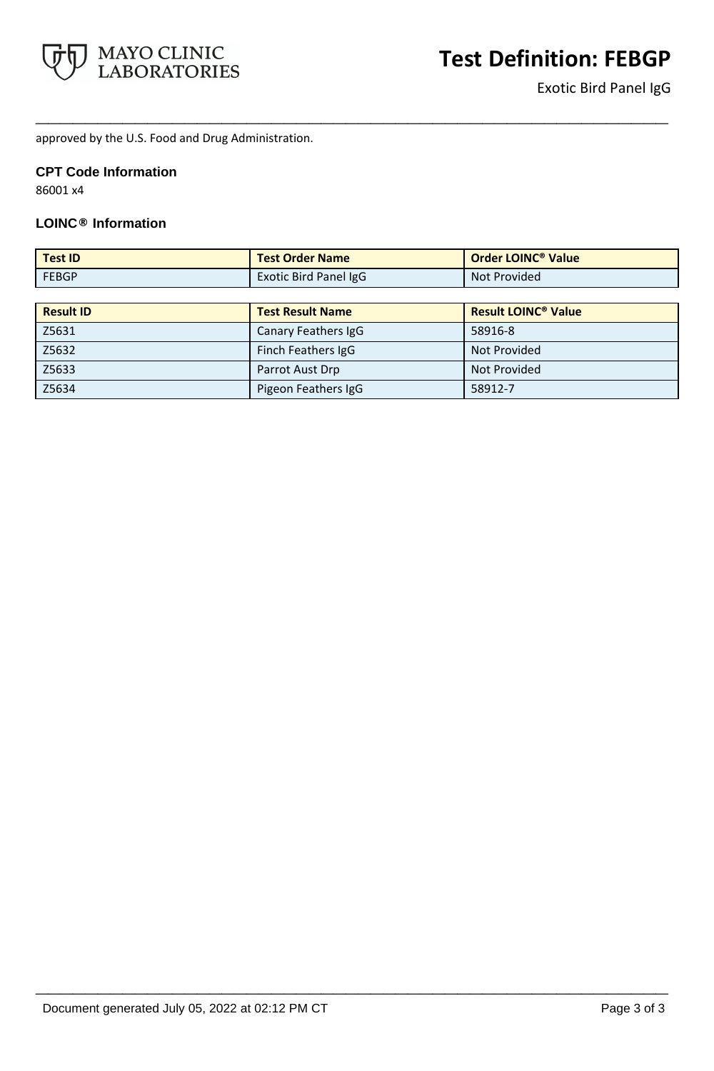approved by the U.S. Food and Drug Administration.

### CPT Code Information

86001 x4

### LOINC® Information

| Test ID | Test Order Name | Order LOINC® Value |
|---|---|---|
| FEBGP | Exotic Bird Panel IgG | Not Provided |

| Result ID | Test Result Name | Result LOINC® Value |
|---|---|---|
| Z5631 | Canary Feathers IgG | 58916-8 |
| Z5632 | Finch Feathers IgG | Not Provided |
| Z5633 | Parrot Aust Drp | Not Provided |
| Z5634 | Pigeon Feathers IgG | 58912-7 |